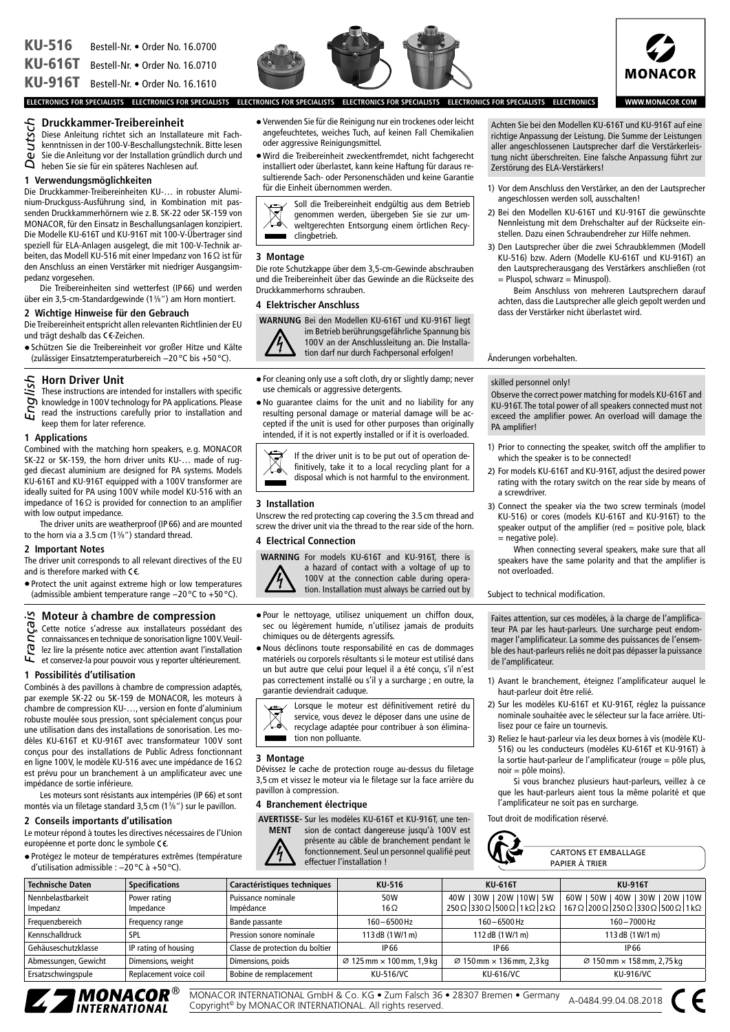**KU-516** Bestell-Nr. • Order No. 16.0700
**KU-616T** Bestell-Nr. • Order No. 16.0710
**KU-916T** Bestell-Nr. • Order No. 16.1610

MONACOR

ELECTRONICS FOR SPECIALISTS

WWW.MONACOR.COM

## Deutsch

# Druckkammer-Treibereinheit

Diese Anleitung richtet sich an Installateure mit Fachkenntnissen in der 100-V-Beschallungstechnik. Bitte lesen Sie die Anleitung vor der Installation gründlich durch und heben Sie sie für ein späteres Nachlesen auf.

### 1 Verwendungsmöglichkeiten

Die Druckkammer-Treibereinheiten KU-… in robuster Aluminium-Druckguss-Ausführung sind, in Kombination mit passenden Druckkammerhörnern wie z.B. SK-22 oder SK-159 von MONACOR, für den Einsatz in Beschallungsanlagen konzipiert. Die Modelle KU-616T und KU-916T mit 100-V-Übertrager sind speziell für ELA-Anlagen ausgelegt, die mit 100-V-Technik arbeiten, das Modell KU-516 mit einer Impedanz von 16 Ω ist für den Anschluss an einen Verstärker mit niedriger Ausgangsimpedanz vorgesehen.

Die Treibereinheiten sind wetterfest (IP66) und werden über ein 3,5-cm-Standardgewinde (1 3/8") am Horn montiert.

### 2 Wichtige Hinweise für den Gebrauch

Die Treibereinheit entspricht allen relevanten Richtlinien der EU und trägt deshalb das CE-Zeichen.

- Schützen Sie die Treibereinheit vor großer Hitze und Kälte (zulässiger Einsatztemperaturbereich −20 °C bis +50 °C).
- Verwenden Sie für die Reinigung nur ein trockenes oder leicht angefeuchtetes, weiches Tuch, auf keinen Fall Chemikalien oder aggressive Reinigungsmittel.
- Wird die Treibereinheit zweckentfremdet, nicht fachgerecht installiert oder überlastet, kann keine Haftung für daraus resultierende Sach- oder Personenschäden und keine Garantie für die Einheit übernommen werden.

Soll die Treibereinheit endgültig aus dem Betrieb genommen werden, übergeben Sie sie zur umweltgerechten Entsorgung einem örtlichen Recyclingbetrieb.

### 3 Montage

Die rote Schutzkappe über dem 3,5-cm-Gewinde abschrauben und die Treibereinheit über das Gewinde an die Rückseite des Druckkammerhorns schrauben.

### 4 Elektrischer Anschluss

**WARNUNG** Bei den Modellen KU-616T und KU-916T liegt im Betrieb berührungsgefährliche Spannung bis 100 V an der Anschlussleitung an. Die Installation darf nur durch Fachpersonal erfolgen!

Achten Sie bei den Modellen KU-616T und KU-916T auf eine richtige Anpassung der Leistung. Die Summe der Leistungen aller angeschlossenen Lautsprecher darf die Verstärkerleistung nicht überschreiten. Eine falsche Anpassung führt zur Zerstörung des ELA-Verstärkers!

1) Vor dem Anschluss den Verstärker, an den der Lautsprecher angeschlossen werden soll, ausschalten!
2) Bei den Modellen KU-616T und KU-916T die gewünschte Nennleistung mit dem Drehschalter auf der Rückseite einstellen. Dazu einen Schraubendreher zur Hilfe nehmen.
3) Den Lautsprecher über die zwei Schraubklemmen (Modell KU-516) bzw. Adern (Modelle KU-616T und KU-916T) an den Lautsprecherausgang des Verstärkers anschließen (rot = Pluspol, schwarz = Minuspol).

   Beim Anschluss von mehreren Lautsprechern darauf achten, dass die Lautsprecher alle gleich gepolt werden und dass der Verstärker nicht überlastet wird.

Änderungen vorbehalten.

## English

# Horn Driver Unit

These instructions are intended for installers with specific knowledge in 100 V technology for PA applications. Please read the instructions carefully prior to installation and keep them for later reference.

### 1 Applications

Combined with the matching horn speakers, e.g. MONACOR SK-22 or SK-159, the horn driver units KU-… made of rugged diecast aluminium are designed for PA systems. Models KU-616T and KU-916T equipped with a 100 V transformer are ideally suited for PA using 100 V while model KU-516 with an impedance of 16 Ω is provided for connection to an amplifier with low output impedance.

The driver units are weatherproof (IP66) and are mounted to the horn via a 3.5 cm (1 3/8") standard thread.

### 2 Important Notes

The driver unit corresponds to all relevant directives of the EU and is therefore marked with CE.

- Protect the unit against extreme high or low temperatures (admissible ambient temperature range −20 °C to +50 °C).
- For cleaning only use a soft cloth, dry or slightly damp; never use chemicals or aggressive detergents.
- No guarantee claims for the unit and no liability for any resulting personal damage or material damage will be accepted if the unit is used for other purposes than originally intended, if it is not expertly installed or if it is overloaded.

If the driver unit is to be put out of operation definitively, take it to a local recycling plant for a disposal which is not harmful to the environment.

### 3 Installation

Unscrew the red protecting cap covering the 3.5 cm thread and screw the driver unit via the thread to the rear side of the horn.

### 4 Electrical Connection

**WARNING** For models KU-616T and KU-916T, there is a hazard of contact with a voltage of up to 100 V at the connection cable during operation. Installation must always be carried out by skilled personnel only!

Observe the correct power matching for models KU-616T and KU-916T. The total power of all speakers connected must not exceed the amplifier power. An overload will damage the PA amplifier!

1) Prior to connecting the speaker, switch off the amplifier to which the speaker is to be connected!
2) For models KU-616T and KU-916T, adjust the desired power rating with the rotary switch on the rear side by means of a screwdriver.
3) Connect the speaker via the two screw terminals (model KU-516) or cores (models KU-616T and KU-916T) to the speaker output of the amplifier (red = positive pole, black = negative pole).

   When connecting several speakers, make sure that all speakers have the same polarity and that the amplifier is not overloaded.

Subject to technical modification.

## Français

# Moteur à chambre de compression

Cette notice s'adresse aux installateurs possédant des connaissances en technique de sonorisation ligne 100 V. Veuillez lire la présente notice avec attention avant l'installation et conservez-la pour pouvoir vous y reporter ultérieurement.

### 1 Possibilités d'utilisation

Combinés à des pavillons à chambre de compression adaptés, par exemple SK-22 ou SK-159 de MONACOR, les moteurs à chambre de compression KU-…, version en fonte d'aluminium robuste moulée sous pression, sont spécialement conçus pour une utilisation dans des installations de sonorisation. Les modèles KU-616T et KU-916T avec transformateur 100 V sont conçus pour des installations de Public Adress fonctionnant en ligne 100 V, le modèle KU-516 avec une impédance de 16 Ω est prévu pour un branchement à un amplificateur avec une impédance de sortie inférieure.

Les moteurs sont résistants aux intempéries (IP 66) et sont montés via un filetage standard 3,5 cm (1 3/8") sur le pavillon.

### 2 Conseils importants d'utilisation

Le moteur répond à toutes les directives nécessaires de l'Union européenne et porte donc le symbole CE.

- Protégez le moteur de températures extrêmes (température d'utilisation admissible : −20 °C à +50 °C).
- Pour le nettoyage, utilisez uniquement un chiffon doux, sec ou légèrement humide, n'utilisez jamais de produits chimiques ou de détergents agressifs.
- Nous déclinons toute responsabilité en cas de dommages matériels ou corporels résultants si le moteur est utilisé dans un but autre que celui pour lequel il a été conçu, s'il n'est pas correctement installé ou s'il y a surcharge ; en outre, la garantie deviendrait caduque.

Lorsque le moteur est définitivement retiré du service, vous devez le déposer dans une usine de recyclage adaptée pour contribuer à son élimination non polluante.

### 3 Montage

Dévissez le cache de protection rouge au-dessus du filetage 3,5 cm et vissez le moteur via le filetage sur la face arrière du pavillon à compression.

### 4 Branchement électrique

**AVERTISSEMENT** Sur les modèles KU-616T et KU-916T, une tension de contact dangereuse jusqu'à 100 V est présente au câble de branchement pendant le fonctionnement. Seul un personnel qualifié peut effectuer l'installation !

Faites attention, sur ces modèles, à la charge de l'amplificateur PA par les haut-parleurs. Une surcharge peut endommager l'amplificateur. La somme des puissances de l'ensemble des haut-parleurs reliés ne doit pas dépasser la puissance de l'amplificateur.

1) Avant le branchement, éteignez l'amplificateur auquel le haut-parleur doit être relié.
2) Sur les modèles KU-616T et KU-916T, réglez la puissance nominale souhaitée avec le sélecteur sur la face arrière. Utilisez pour ce faire un tournevis.
3) Reliez le haut-parleur via les deux bornes à vis (modèle KU-516) ou les conducteurs (modèles KU-616T et KU-916T) à la sortie haut-parleur de l'amplificateur (rouge = pôle plus, noir = pôle moins).

   Si vous branchez plusieurs haut-parleurs, veillez à ce que les haut-parleurs aient tous la même polarité et que l'amplificateur ne soit pas en surcharge.

Tout droit de modification réservé.

CARTONS ET EMBALLAGE PAPIER À TRIER

| Technische Daten | Specifications | Caractéristiques techniques | KU-516 | KU-616T | KU-916T |
|---|---|---|---|---|---|
| Nennbelastbarkeit<br>Impedanz | Power rating<br>Impedance | Puissance nominale<br>Impédance | 50 W<br>16 Ω | 40 W \| 30 W \| 20 W \| 10 W \| 5 W<br>250 Ω \| 330 Ω \| 500 Ω \| 1 kΩ \| 2 kΩ | 60 W \| 50 W \| 40 W \| 30 W \| 20 W \| 10 W<br>167 Ω \| 200 Ω \| 250 Ω \| 330 Ω \| 500 Ω \| 1 kΩ |
| Frequenzbereich | Frequency range | Bande passante | 160 – 6500 Hz | 160 – 6500 Hz | 160 – 7000 Hz |
| Kennschalldruck | SPL | Pression sonore nominale | 113 dB (1 W/1 m) | 112 dB (1 W/1 m) | 113 dB (1 W/1 m) |
| Gehäuseschutzklasse | IP rating of housing | Classe de protection du boîtier | IP66 | IP66 | IP66 |
| Abmessungen, Gewicht | Dimensions, weight | Dimensions, poids | Ø 125 mm × 100 mm, 1,9 kg | Ø 150 mm × 136 mm, 2,3 kg | Ø 150 mm × 158 mm, 2,75 kg |
| Ersatzschwingspule | Replacement voice coil | Bobine de remplacement | KU-516/VC | KU-616/VC | KU-916/VC |

MONACOR® INTERNATIONAL

MONACOR INTERNATIONAL GmbH & Co. KG • Zum Falsch 36 • 28307 Bremen • Germany
Copyright© by MONACOR INTERNATIONAL. All rights reserved.

A-0484.99.04.08.2018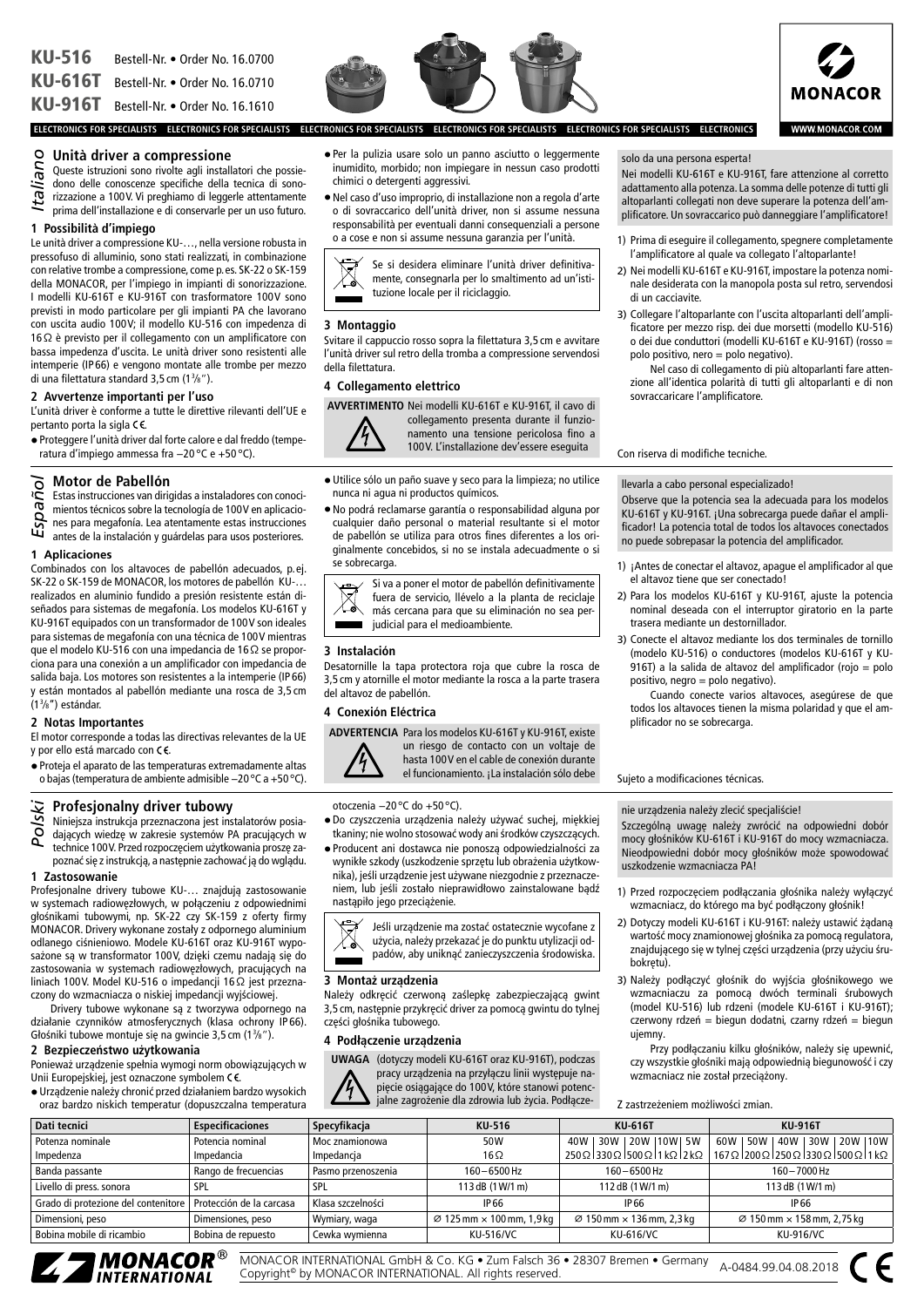# KU-516 Bestell-Nr. • Order No. 16.0700
# KU-616T Bestell-Nr. • Order No. 16.0710
# KU-916T Bestell-Nr. • Order No. 16.1610

ELECTRONICS FOR SPECIALISTS ELECTRONICS FOR SPECIALISTS ELECTRONICS FOR SPECIALISTS ELECTRONICS FOR SPECIALISTS ELECTRONICS FOR SPECIALISTS ELECTRONICS

MONACOR

WWW.MONACOR.COM

## Italiano

### Unità driver a compressione

Queste istruzioni sono rivolte agli installatori che possiedono delle conoscenze specifiche della tecnica di sonorizzazione a 100V. Vi preghiamo di leggerle attentamente prima dell'installazione e di conservarle per un uso futuro.

#### 1 Possibilità d'impiego

Le unità driver a compressione KU-…, nella versione robusta in pressofuso di alluminio, sono stati realizzati, in combinazione con relative trombe a compressione, come p. es. SK-22 o SK-159 della MONACOR, per l'impiego in impianti di sonorizzazione. I modelli KU-616T e KU-916T con trasformatore 100V sono previsti in modo particolare per gli impianti PA che lavorano con uscita audio 100V; il modello KU-516 con impedenza di 16Ω è previsto per il collegamento con un amplificatore con bassa impedenza d'uscita. Le unità driver sono resistenti alle intemperie (IP66) e vengono montate alle trombe per mezzo di una filettatura standard 3,5cm (1 3/8").

#### 2 Avvertenze importanti per l'uso

L'unità driver è conforme a tutte le direttive rilevanti dell'UE e pertanto porta la sigla CE.

- Proteggere l'unità driver dal forte calore e dal freddo (temperatura d'impiego ammessa fra −20°C e +50°C).
- Per la pulizia usare solo un panno asciutto o leggermente inumidito, morbido; non impiegare in nessun caso prodotti chimici o detergenti aggressivi.
- Nel caso d'uso improprio, di installazione non a regola d'arte o di sovraccarico dell'unità driver, non si assume nessuna responsabilità per eventuali danni consequenziali a persone o a cose e non si assume nessuna garanzia per l'unità.

Se si desidera eliminare l'unità driver definitivamente, consegnarla per lo smaltimento ad un'istituzione locale per il riciclaggio.

#### 3 Montaggio

Svitare il cappuccio rosso sopra la filettatura 3,5cm e avvitare l'unità driver sul retro della tromba a compressione servendosi della filettatura.

#### 4 Collegamento elettrico

**AVVERTIMENTO** Nei modelli KU-616T e KU-916T, il cavo di collegamento presenta durante il funzionamento una tensione pericolosa fino a 100V. L'installazione dev'essere eseguita solo da una persona esperta!

Nei modelli KU-616T e KU-916T, fare attenzione al corretto adattamento alla potenza. La somma delle potenze di tutti gli altoparlanti collegati non deve superare la potenza dell'amplificatore. Un sovraccarico può danneggiare l'amplificatore!

1) Prima di eseguire il collegamento, spegnere completamente l'amplificatore al quale va collegato l'altoparlante!
2) Nei modelli KU-616T e KU-916T, impostare la potenza nominale desiderata con la manopola posta sul retro, servendosi di un cacciavite.
3) Collegare l'altoparlante con l'uscita altoparlanti dell'amplificatore per mezzo risp. dei due morsetti (modello KU-516) o dei due conduttori (modelli KU-616T e KU-916T) (rosso = polo positivo, nero = polo negativo).

   Nel caso di collegamento di più altoparlanti fare attenzione all'identica polarità di tutti gli altoparlanti e di non sovraccaricare l'amplificatore.

Con riserva di modifiche tecniche.

## Español

### Motor de Pabellón

Estas instrucciones van dirigidas a instaladores con conocimientos técnicos sobre la tecnología de 100V en aplicaciones para megafonía. Lea atentamente estas instrucciones antes de la instalación y guárdelas para usos posteriores.

#### 1 Aplicaciones

Combinados con los altavoces de pabellón adecuados, p.ej. SK-22 o SK-159 de MONACOR, los motores de pabellón KU-… realizados en aluminio fundido a presión resistente están diseñados para sistemas de megafonía. Los modelos KU-616T y KU-916T equipados con un transformador de 100V son ideales para sistemas de megafonía con una técnica de 100V mientras que el modelo KU-516 con una impedancia de 16Ω se proporciona para una conexión a un amplificador con impedancia de salida baja. Los motores son resistentes a la intemperie (IP66) y están montados al pabellón mediante una rosca de 3,5cm (1 3/8") estándar.

#### 2 Notas Importantes

El motor corresponde a todas las directivas relevantes de la UE y por ello está marcado con CE.

- Proteja el aparato de las temperaturas extremadamente altas o bajas (temperatura de ambiente admisible −20°C a +50°C).
- Utilice sólo un paño suave y seco para la limpieza; no utilice nunca ni agua ni productos químicos.
- No podrá reclamarse garantía o responsabilidad alguna por cualquier daño personal o material resultante si el motor de pabellón se utiliza para otros fines diferentes a los originalmente concebidos, si no se instala adecuadamente o si se sobrecarga.

Si va a poner el motor de pabellón definitivamente fuera de servicio, llévelo a la planta de reciclaje más cercana para que su eliminación no sea perjudicial para el medioambiente.

#### 3 Instalación

Desatornille la tapa protectora roja que cubre la rosca de 3,5cm y atornille el motor mediante la rosca a la parte trasera del altavoz de pabellón.

#### 4 Conexión Eléctrica

**ADVERTENCIA** Para los modelos KU-616T y KU-916T, existe un riesgo de contacto con un voltaje de hasta 100V en el cable de conexión durante el funcionamiento. ¡La instalación sólo debe llevarla a cabo personal especializado!

Observe que la potencia sea la adecuada para los modelos KU-616T y KU-916T. ¡Una sobrecarga puede dañar el amplificador! La potencia total de todos los altavoces conectados no puede sobrepasar la potencia del amplificador.

1) ¡Antes de conectar el altavoz, apague el amplificador al que el altavoz tiene que ser conectado!
2) Para los modelos KU-616T y KU-916T, ajuste la potencia nominal deseada con el interruptor giratorio en la parte trasera mediante un destornillador.
3) Conecte el altavoz mediante los dos terminales de tornillo (modelo KU-516) o conductores (modelos KU-616T y KU-916T) a la salida de altavoz del amplificador (rojo = polo positivo, negro = polo negativo).

   Cuando conecte varios altavoces, asegúrese de que todos los altavoces tienen la misma polaridad y que el amplificador no se sobrecarga.

Sujeto a modificaciones técnicas.

## Polski

### Profesjonalny driver tubowy

Niniejsza instrukcja przeznaczona jest instalatorów posiadających wiedzę w zakresie systemów PA pracujących w technice 100V. Przed rozpoczęciem użytkowania proszę zapoznać się z instrukcją, a następnie zachować ją do wglądu.

#### 1 Zastosowanie

Profesjonalne drivery tubowe KU-… znajdują zastosowanie w systemach radiowęzłowych, w połączeniu z odpowiednimi głośnikami tubowymi, np. SK-22 czy SK-159 z oferty firmy MONACOR. Drivery wykonane zostały z odpornego aluminium odlanego ciśnieniowo. Modele KU-616T oraz KU-916T wyposażone są w transformator 100V, dzięki czemu nadają się do zastosowania w systemach radiowęzłowych, pracujących na liniach 100V. Model KU-516 o impedancji 16Ω jest przeznaczony do wzmacniacza o niskiej impedancji wyjściowej.

Drivery tubowe wykonane są z tworzywa odpornego na działanie czynników atmosferycznych (klasa ochrony IP66). Głośniki tubowe montuje się na gwincie 3,5cm (1 3/8").

#### 2 Bezpieczeństwo użytkowania

Ponieważ urządzenie spełnia wymogi norm obowiązujących w Unii Europejskiej, jest oznaczone symbolem CE.

- Urządzenie należy chronić przed działaniem bardzo wysokich oraz bardzo niskich temperatur (dopuszczalna temperatura otoczenia −20°C do +50°C).
- Do czyszczenia urządzenia należy używać suchej, miękkiej tkaniny; nie wolno stosować wody ani środków czyszczących.
- Producent ani dostawca nie ponoszą odpowiedzialności za wynikłe szkody (uszkodzenie sprzętu lub obrażenia użytkownika), jeśli urządzenie jest używane niezgodnie z przeznaczeniem, lub jeśli zostało nieprawidłowo zainstalowane bądź nastąpiło jego przeciążenie.

Jeśli urządzenie ma zostać ostatecznie wycofane z użycia, należy przekazać je do punktu utylizacji odpadów, aby uniknąć zanieczyszczenia środowiska.

#### 3 Montaż urządzenia

Należy odkręcić czerwoną zaślepkę zabezpieczającą gwint 3,5cm, następnie przykręcić driver za pomocą gwintu do tylnej części głośnika tubowego.

#### 4 Podłączenie urządzenia

**UWAGA** (dotyczy modeli KU-616T oraz KU-916T), podczas pracy urządzenia na przyłączu linii występuje napięcie osiągające do 100V, które stanowi potencjalne zagrożenie dla zdrowia lub życia. Podłączenie urządzenia należy zlecić specjaliście!

Szczególną uwagę należy zwrócić na odpowiedni dobór mocy głośników KU-616T i KU-916T do mocy wzmacniacza. Nieodpowiedni dobór mocy głośników może spowodować uszkodzenie wzmacniacza PA!

1) Przed rozpoczęciem podłączania głośnika należy wyłączyć wzmacniacz, do którego ma być podłączony głośnik!
2) Dotyczy modeli KU-616T i KU-916T: należy ustawić żądaną wartość mocy znamionowej głośnika za pomocą regulatora, znajdującego się w tylnej części urządzenia (przy użyciu śrubokrętu).
3) Należy podłączyć głośnik do wyjścia głośnikowego we wzmacniaczu za pomocą dwóch terminali śrubowych (model KU-516) lub rdzeni (modele KU-616T i KU-916T); czerwony rdzeń = biegun dodatni, czarny rdzeń = biegun ujemny.

   Przy podłączaniu kilku głośników, należy się upewnić, czy wszystkie głośniki mają odpowiednią biegunowość i czy wzmacniacz nie został przeciążony.

Z zastrzeżeniem możliwości zmian.

| Dati tecnici | Especificaciones | Specyfikacja | KU-516 | KU-616T | KU-916T |
|---|---|---|---|---|---|
| Potenza nominale<br>Impedenza | Potencia nominal<br>Impedancia | Moc znamionowa<br>Impedancja | 50W<br>16Ω | 40W \| 30W \| 20W \| 10W \| 5W<br>250Ω \| 330Ω \| 500Ω \| 1kΩ \| 2kΩ | 60W \| 50W \| 40W \| 30W \| 20W \| 10W<br>167Ω \| 200Ω \| 250Ω \| 330Ω \| 500Ω \| 1kΩ |
| Banda passante | Rango de frecuencias | Pasmo przenoszenia | 160–6500Hz | 160–6500Hz | 160–7000Hz |
| Livello di press. sonora | SPL | SPL | 113dB (1W/1m) | 112dB (1W/1m) | 113dB (1W/1m) |
| Grado di protezione del contenitore | Protección de la carcasa | Klasa szczelności | IP66 | IP66 | IP66 |
| Dimensioni, peso | Dimensiones, peso | Wymiary, waga | Ø 125mm × 100mm, 1,9kg | Ø 150mm × 136mm, 2,3kg | Ø 150mm × 158mm, 2,75kg |
| Bobina mobile di ricambio | Bobina de repuesto | Cewka wymienna | KU-516/VC | KU-616/VC | KU-916/VC |

MONACOR® INTERNATIONAL

MONACOR INTERNATIONAL GmbH & Co. KG • Zum Falsch 36 • 28307 Bremen • Germany
Copyright© by MONACOR INTERNATIONAL. All rights reserved.

A-0484.99.04.08.2018